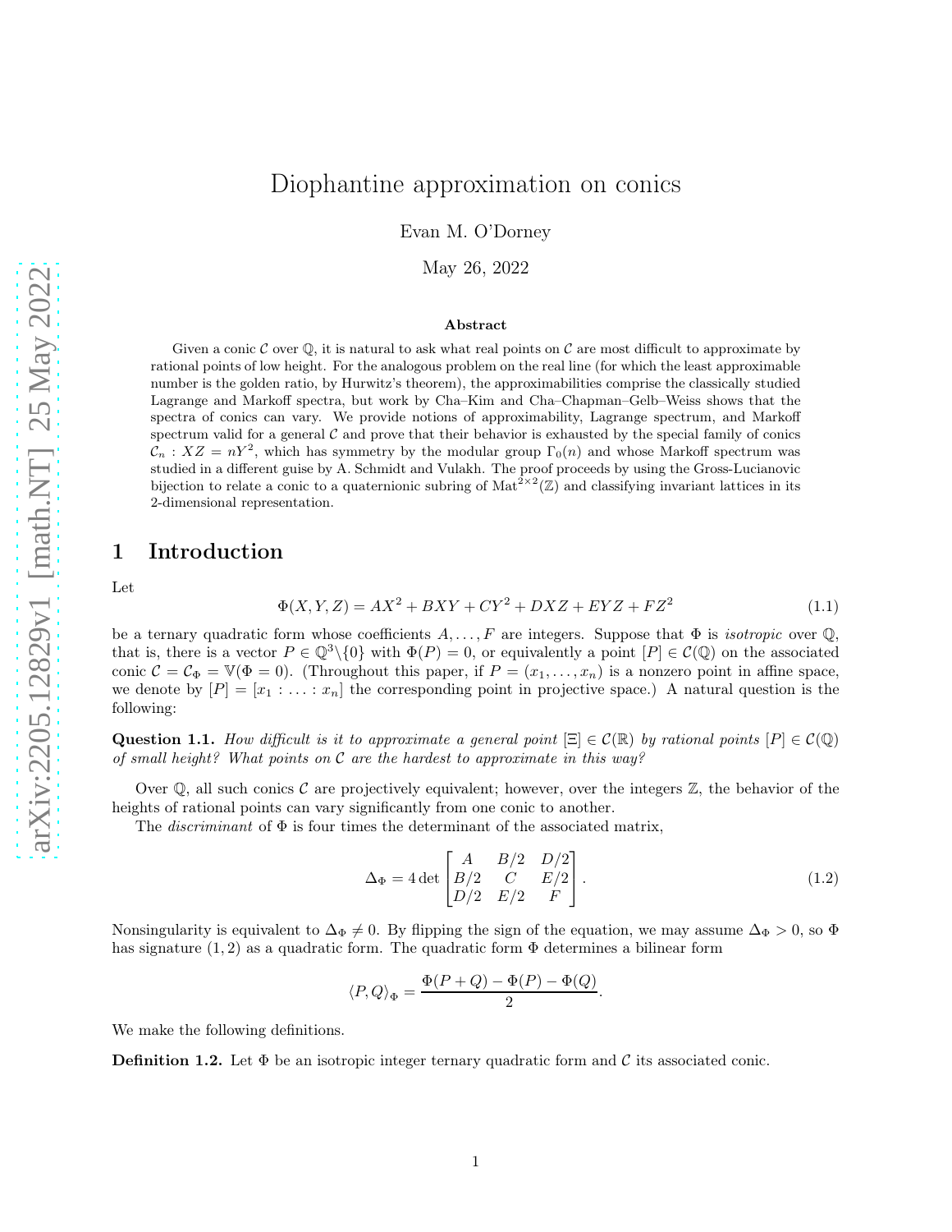# Diophantine approximation on conics

Evan M. O'Dorney

May 26, 2022

### Abstract

Given a conic $\mathcal{C}$ over $\mathbb{Q}$, it is natural to ask what real points on $\mathcal{C}$ are most difficult to approximate by rational points of low height. For the analogous problem on the real line (for which the least approximable number is the golden ratio, by Hurwitz's theorem), the approximabilities comprise the classically studied Lagrange and Markoff spectra, but work by Cha–Kim and Cha–Chapman–Gelb–Weiss shows that the spectra of conics can vary. We provide notions of approximability, Lagrange spectrum, and Markoff spectrum valid for a general $\mathcal{C}$ and prove that their behavior is exhausted by the special family of conics $\mathcal{C}_n : XZ = nY^2$, which has symmetry by the modular group $\Gamma_0(n)$ and whose Markoff spectrum was studied in a different guise by A. Schmidt and Vulakh. The proof proceeds by using the Gross-Lucianovic bijection to relate a conic to a quaternionic subring of $\mathrm{Mat}^{2\times 2}(\mathbb{Z})$ and classifying invariant lattices in its 2-dimensional representation.

## 1 Introduction

Let

$$\Phi(X, Y, Z) = AX^2 + BXY + CY^2 + DXZ + EYZ + FZ^2 \tag{1.1}$$

be a ternary quadratic form whose coefficients $A, \ldots, F$ are integers. Suppose that $\Phi$ is *isotropic* over $\mathbb{Q}$, that is, there is a vector $P \in \mathbb{Q}^3 \backslash \{0\}$ with $\Phi(P) = 0$, or equivalently a point $[P] \in \mathcal{C}(\mathbb{Q})$ on the associated conic $\mathcal{C} = \mathcal{C}_\Phi = \mathbb{V}(\Phi = 0)$. (Throughout this paper, if $P = (x_1, \ldots, x_n)$ is a nonzero point in affine space, we denote by $[P] = [x_1 : \ldots : x_n]$ the corresponding point in projective space.) A natural question is the following:

**Question 1.1.** *How difficult is it to approximate a general point $[\Xi] \in \mathcal{C}(\mathbb{R})$ by rational points $[P] \in \mathcal{C}(\mathbb{Q})$ of small height? What points on $\mathcal{C}$ are the hardest to approximate in this way?*

Over $\mathbb{Q}$, all such conics $\mathcal{C}$ are projectively equivalent; however, over the integers $\mathbb{Z}$, the behavior of the heights of rational points can vary significantly from one conic to another.

The *discriminant* of $\Phi$ is four times the determinant of the associated matrix,

$$\Delta_\Phi = 4 \det \begin{bmatrix} A & B/2 & D/2 \\ B/2 & C & E/2 \\ D/2 & E/2 & F \end{bmatrix}. \tag{1.2}$$

Nonsingularity is equivalent to $\Delta_\Phi \neq 0$. By flipping the sign of the equation, we may assume $\Delta_\Phi > 0$, so $\Phi$ has signature $(1, 2)$ as a quadratic form. The quadratic form $\Phi$ determines a bilinear form

$$\langle P, Q \rangle_\Phi = \frac{\Phi(P + Q) - \Phi(P) - \Phi(Q)}{2}.$$

We make the following definitions.

**Definition 1.2.** Let $\Phi$ be an isotropic integer ternary quadratic form and $\mathcal{C}$ its associated conic.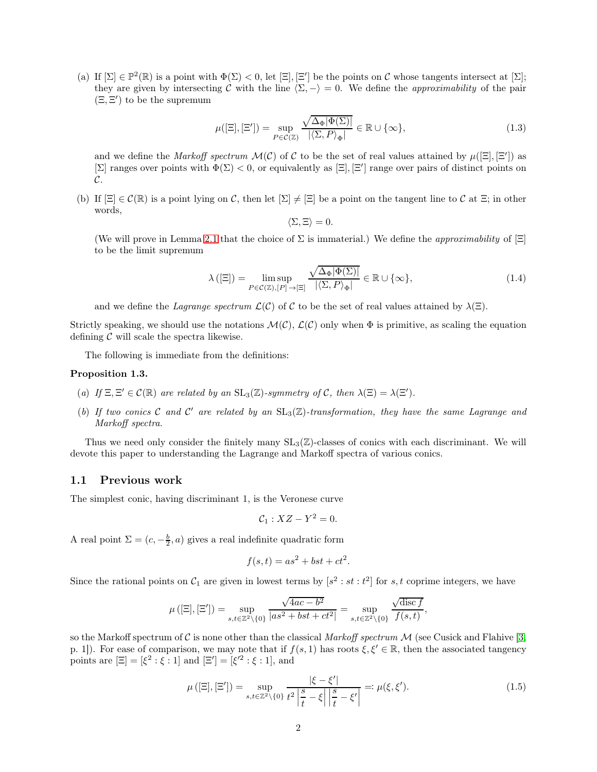(a) If $[\Sigma] \in \mathbb{P}^2(\mathbb{R})$ is a point with $\Phi(\Sigma) < 0$, let $[\Xi], [\Xi']$ be the points on $\mathcal{C}$ whose tangents intersect at $[\Sigma]$; they are given by intersecting $\mathcal{C}$ with the line $\langle \Sigma, - \rangle = 0$. We define the *approximability* of the pair $(\Xi, \Xi')$ to be the supremum

$$\mu([\Xi], [\Xi']) = \sup_{P \in \mathcal{C}(\mathbb{Z})} \frac{\sqrt{\Delta_\Phi |\Phi(\Sigma)|}}{|\langle \Sigma, P \rangle_\Phi|} \in \mathbb{R} \cup \{\infty\}, \tag{1.3}$$

and we define the *Markoff spectrum* $\mathcal{M}(\mathcal{C})$ of $\mathcal{C}$ to be the set of real values attained by $\mu([\Xi], [\Xi'])$ as $[\Sigma]$ ranges over points with $\Phi(\Sigma) < 0$, or equivalently as $[\Xi], [\Xi']$ range over pairs of distinct points on $\mathcal{C}$.

(b) If $[\Xi] \in \mathcal{C}(\mathbb{R})$ is a point lying on $\mathcal{C}$, then let $[\Sigma] \neq [\Xi]$ be a point on the tangent line to $\mathcal{C}$ at $\Xi$; in other words,

$$\langle \Sigma, \Xi \rangle = 0.$$

(We will prove in Lemma 2.1 that the choice of $\Sigma$ is immaterial.) We define the *approximability* of $[\Xi]$ to be the limit supremum

$$\lambda([\Xi]) = \limsup_{P \in \mathcal{C}(\mathbb{Z}), [P] \to [\Xi]} \frac{\sqrt{\Delta_\Phi |\Phi(\Sigma)|}}{|\langle \Sigma, P \rangle_\Phi|} \in \mathbb{R} \cup \{\infty\}, \tag{1.4}$$

and we define the *Lagrange spectrum* $\mathcal{L}(\mathcal{C})$ of $\mathcal{C}$ to be the set of real values attained by $\lambda(\Xi)$.

Strictly speaking, we should use the notations $\mathcal{M}(\mathcal{C})$, $\mathcal{L}(\mathcal{C})$ only when $\Phi$ is primitive, as scaling the equation defining $\mathcal{C}$ will scale the spectra likewise.

The following is immediate from the definitions:

**Proposition 1.3.**

(*a*) *If $\Xi, \Xi' \in \mathcal{C}(\mathbb{R})$ are related by an $\mathrm{SL}_3(\mathbb{Z})$-symmetry of $\mathcal{C}$, then $\lambda(\Xi) = \lambda(\Xi')$.*

(*b*) *If two conics $\mathcal{C}$ and $\mathcal{C}'$ are related by an $\mathrm{SL}_3(\mathbb{Z})$-transformation, they have the same Lagrange and Markoff spectra.*

Thus we need only consider the finitely many $\mathrm{SL}_3(\mathbb{Z})$-classes of conics with each discriminant. We will devote this paper to understanding the Lagrange and Markoff spectra of various conics.

## 1.1 Previous work

The simplest conic, having discriminant 1, is the Veronese curve

$$\mathcal{C}_1 : XZ - Y^2 = 0.$$

A real point $\Sigma = (c, -\frac{b}{2}, a)$ gives a real indefinite quadratic form

$$f(s,t) = as^2 + bst + ct^2.$$

Since the rational points on $\mathcal{C}_1$ are given in lowest terms by $[s^2 : st : t^2]$ for $s, t$ coprime integers, we have

$$\mu([\Xi], [\Xi']) = \sup_{s,t \in \mathbb{Z}^2 \setminus \{0\}} \frac{\sqrt{4ac - b^2}}{|as^2 + bst + ct^2|} = \sup_{s,t \in \mathbb{Z}^2 \setminus \{0\}} \frac{\sqrt{\operatorname{disc} f}}{f(s,t)},$$

so the Markoff spectrum of $\mathcal{C}$ is none other than the classical *Markoff spectrum* $\mathcal{M}$ (see Cusick and Flahive [3, p. 1]). For ease of comparison, we may note that if $f(s, 1)$ has roots $\xi, \xi' \in \mathbb{R}$, then the associated tangency points are $[\Xi] = [\xi^2 : \xi : 1]$ and $[\Xi'] = [\xi'^2 : \xi : 1]$, and

$$\mu([\Xi], [\Xi']) = \sup_{s,t \in \mathbb{Z}^2 \setminus \{0\}} \frac{|\xi - \xi'|}{t^2 \left| \dfrac{s}{t} - \xi \right| \left| \dfrac{s}{t} - \xi' \right|} =: \mu(\xi, \xi'). \tag{1.5}$$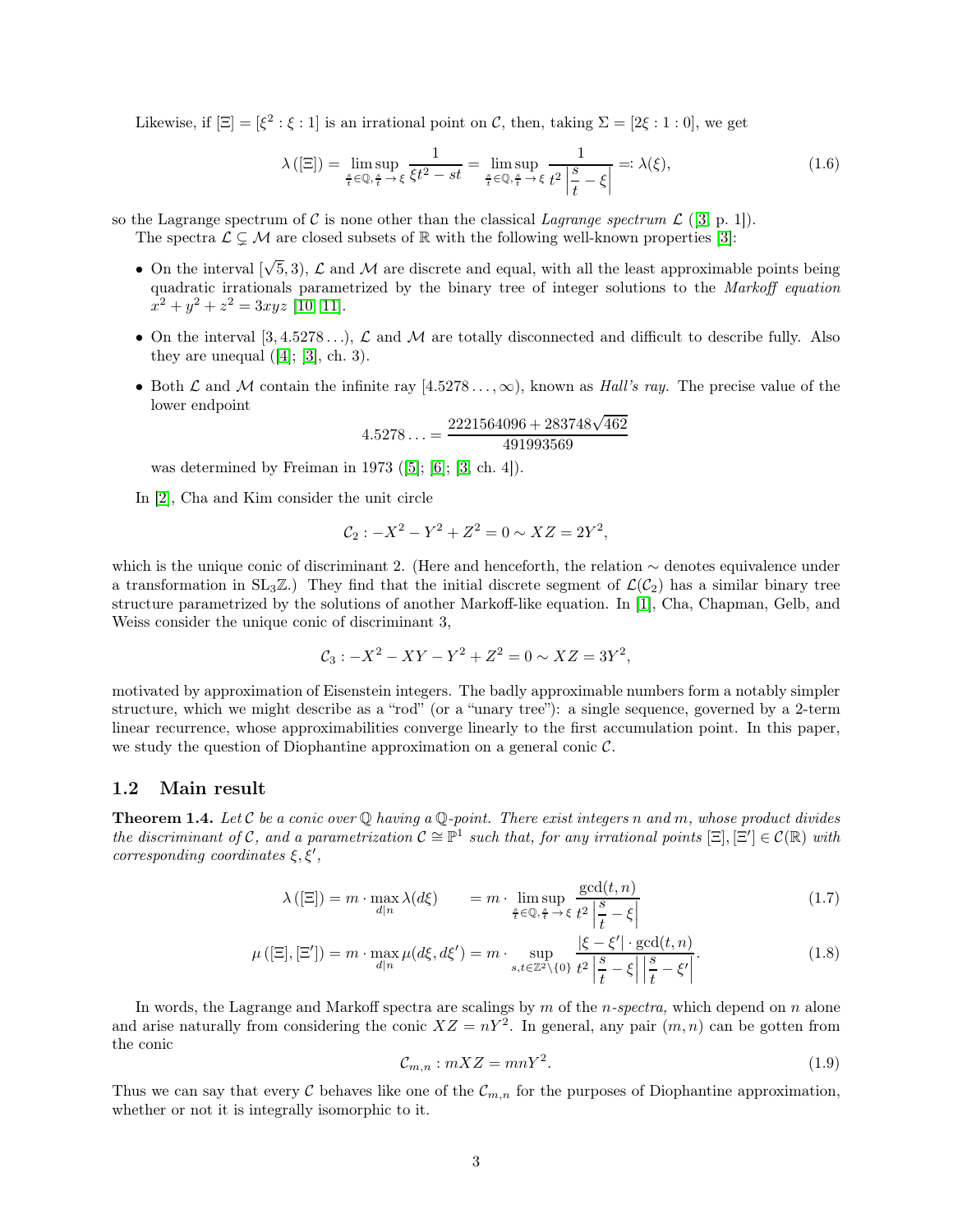Likewise, if $[\Xi] = [\xi^2 : \xi : 1]$ is an irrational point on $\mathcal{C}$, then, taking $\Sigma = [2\xi : 1 : 0]$, we get

$$\lambda([\Xi]) = \limsup_{\frac{s}{t} \in \mathbb{Q}, \frac{s}{t} \to \xi} \frac{1}{\xi t^2 - st} = \limsup_{\frac{s}{t} \in \mathbb{Q}, \frac{s}{t} \to \xi} \frac{1}{t^2 \left| \dfrac{s}{t} - \xi \right|} =: \lambda(\xi), \tag{1.6}$$

so the Lagrange spectrum of $\mathcal{C}$ is none other than the classical *Lagrange spectrum* $\mathcal{L}$ ([3, p. 1]).

The spectra $\mathcal{L} \subsetneq \mathcal{M}$ are closed subsets of $\mathbb{R}$ with the following well-known properties [3]:

- On the interval $[\sqrt{5}, 3)$, $\mathcal{L}$ and $\mathcal{M}$ are discrete and equal, with all the least approximable points being quadratic irrationals parametrized by the binary tree of integer solutions to the *Markoff equation* $x^2 + y^2 + z^2 = 3xyz$ [10, 11].
- On the interval $[3, 4.5278\ldots)$, $\mathcal{L}$ and $\mathcal{M}$ are totally disconnected and difficult to describe fully. Also they are unequal ([4]; [3], ch. 3).
- Both $\mathcal{L}$ and $\mathcal{M}$ contain the infinite ray $[4.5278\ldots, \infty)$, known as *Hall's ray.* The precise value of the lower endpoint

$$4.5278\ldots = \frac{2221564096 + 283748\sqrt{462}}{491993569}$$

was determined by Freiman in 1973 ([5]; [6]; [3, ch. 4]).

In [2], Cha and Kim consider the unit circle

$$\mathcal{C}_2 : -X^2 - Y^2 + Z^2 = 0 \sim XZ = 2Y^2,$$

which is the unique conic of discriminant 2. (Here and henceforth, the relation $\sim$ denotes equivalence under a transformation in $\mathrm{SL}_3\mathbb{Z}$.) They find that the initial discrete segment of $\mathcal{L}(\mathcal{C}_2)$ has a similar binary tree structure parametrized by the solutions of another Markoff-like equation. In [1], Cha, Chapman, Gelb, and Weiss consider the unique conic of discriminant 3,

$$\mathcal{C}_3 : -X^2 - XY - Y^2 + Z^2 = 0 \sim XZ = 3Y^2,$$

motivated by approximation of Eisenstein integers. The badly approximable numbers form a notably simpler structure, which we might describe as a "rod" (or a "unary tree"): a single sequence, governed by a 2-term linear recurrence, whose approximabilities converge linearly to the first accumulation point. In this paper, we study the question of Diophantine approximation on a general conic $\mathcal{C}$.

## 1.2 Main result

**Theorem 1.4.** *Let $\mathcal{C}$ be a conic over $\mathbb{Q}$ having a $\mathbb{Q}$-point. There exist integers $n$ and $m$, whose product divides the discriminant of $\mathcal{C}$, and a parametrization $\mathcal{C} \cong \mathbb{P}^1$ such that, for any irrational points $[\Xi], [\Xi'] \in \mathcal{C}(\mathbb{R})$ with corresponding coordinates $\xi, \xi'$,*

$$\lambda([\Xi]) = m \cdot \max_{d \mid n} \lambda(d\xi) \qquad = m \cdot \limsup_{\frac{s}{t} \in \mathbb{Q}, \frac{s}{t} \to \xi} \frac{\gcd(t, n)}{t^2 \left| \dfrac{s}{t} - \xi \right|} \tag{1.7}$$

$$\mu([\Xi], [\Xi']) = m \cdot \max_{d \mid n} \mu(d\xi, d\xi') = m \cdot \sup_{s,t \in \mathbb{Z}^2 \setminus \{0\}} \frac{|\xi - \xi'| \cdot \gcd(t, n)}{t^2 \left| \dfrac{s}{t} - \xi \right| \left| \dfrac{s}{t} - \xi' \right|}. \tag{1.8}$$

In words, the Lagrange and Markoff spectra are scalings by $m$ of the *$n$-spectra,* which depend on $n$ alone and arise naturally from considering the conic $XZ = nY^2$. In general, any pair $(m, n)$ can be gotten from the conic

$$\mathcal{C}_{m,n} : mXZ = mnY^2. \tag{1.9}$$

Thus we can say that every $\mathcal{C}$ behaves like one of the $\mathcal{C}_{m,n}$ for the purposes of Diophantine approximation, whether or not it is integrally isomorphic to it.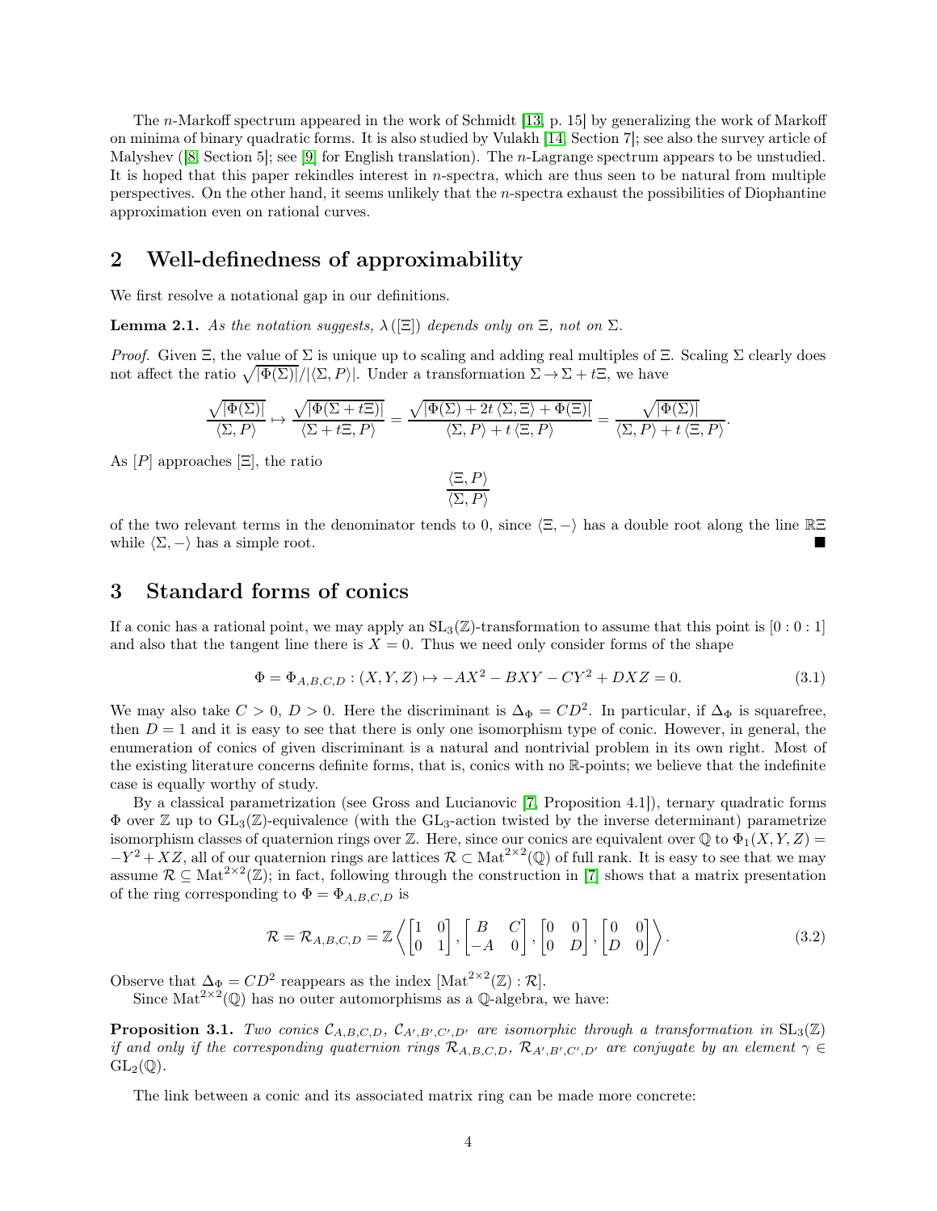The $n$-Markoff spectrum appeared in the work of Schmidt [13, p. 15] by generalizing the work of Markoff on minima of binary quadratic forms. It is also studied by Vulakh [14, Section 7]; see also the survey article of Malyshev ([8, Section 5]; see [9] for English translation). The $n$-Lagrange spectrum appears to be unstudied. It is hoped that this paper rekindles interest in $n$-spectra, which are thus seen to be natural from multiple perspectives. On the other hand, it seems unlikely that the $n$-spectra exhaust the possibilities of Diophantine approximation even on rational curves.

## 2 Well-definedness of approximability

We first resolve a notational gap in our definitions.

**Lemma 2.1.** *As the notation suggests, $\lambda([\Xi])$ depends only on $\Xi$, not on $\Sigma$.*

*Proof.* Given $\Xi$, the value of $\Sigma$ is unique up to scaling and adding real multiples of $\Xi$. Scaling $\Sigma$ clearly does not affect the ratio $\sqrt{|\Phi(\Sigma)|}/|\langle \Sigma, P\rangle|$. Under a transformation $\Sigma \to \Sigma + t\Xi$, we have

$$\frac{\sqrt{|\Phi(\Sigma)|}}{\langle \Sigma, P\rangle} \mapsto \frac{\sqrt{|\Phi(\Sigma + t\Xi)|}}{\langle \Sigma + t\Xi, P\rangle} = \frac{\sqrt{|\Phi(\Sigma) + 2t\,\langle \Sigma, \Xi\rangle + \Phi(\Xi)|}}{\langle \Sigma, P\rangle + t\,\langle \Xi, P\rangle} = \frac{\sqrt{|\Phi(\Sigma)|}}{\langle \Sigma, P\rangle + t\,\langle \Xi, P\rangle}.$$

As $[P]$ approaches $[\Xi]$, the ratio

$$\frac{\langle \Xi, P\rangle}{\langle \Sigma, P\rangle}$$

of the two relevant terms in the denominator tends to 0, since $\langle \Xi, -\rangle$ has a double root along the line $\mathbb{R}\Xi$ while $\langle \Sigma, -\rangle$ has a simple root. ∎

## 3 Standard forms of conics

If a conic has a rational point, we may apply an $\mathrm{SL}_3(\mathbb{Z})$-transformation to assume that this point is $[0 : 0 : 1]$ and also that the tangent line there is $X = 0$. Thus we need only consider forms of the shape

$$\Phi = \Phi_{A,B,C,D} : (X, Y, Z) \mapsto -AX^2 - BXY - CY^2 + DXZ = 0. \tag{3.1}$$

We may also take $C > 0$, $D > 0$. Here the discriminant is $\Delta_\Phi = CD^2$. In particular, if $\Delta_\Phi$ is squarefree, then $D = 1$ and it is easy to see that there is only one isomorphism type of conic. However, in general, the enumeration of conics of given discriminant is a natural and nontrivial problem in its own right. Most of the existing literature concerns definite forms, that is, conics with no $\mathbb{R}$-points; we believe that the indefinite case is equally worthy of study.

By a classical parametrization (see Gross and Lucianovic [7, Proposition 4.1]), ternary quadratic forms $\Phi$ over $\mathbb{Z}$ up to $\mathrm{GL}_3(\mathbb{Z})$-equivalence (with the $\mathrm{GL}_3$-action twisted by the inverse determinant) parametrize isomorphism classes of quaternion rings over $\mathbb{Z}$. Here, since our conics are equivalent over $\mathbb{Q}$ to $\Phi_1(X, Y, Z) = -Y^2 + XZ$, all of our quaternion rings are lattices $\mathcal{R} \subset \mathrm{Mat}^{2\times 2}(\mathbb{Q})$ of full rank. It is easy to see that we may assume $\mathcal{R} \subseteq \mathrm{Mat}^{2\times 2}(\mathbb{Z})$; in fact, following through the construction in [7] shows that a matrix presentation of the ring corresponding to $\Phi = \Phi_{A,B,C,D}$ is

$$\mathcal{R} = \mathcal{R}_{A,B,C,D} = \mathbb{Z}\left\langle \begin{bmatrix} 1 & 0 \\ 0 & 1 \end{bmatrix}, \begin{bmatrix} B & C \\ -A & 0 \end{bmatrix}, \begin{bmatrix} 0 & 0 \\ 0 & D \end{bmatrix}, \begin{bmatrix} 0 & 0 \\ D & 0 \end{bmatrix} \right\rangle. \tag{3.2}$$

Observe that $\Delta_\Phi = CD^2$ reappears as the index $[\mathrm{Mat}^{2\times 2}(\mathbb{Z}) : \mathcal{R}]$.

Since $\mathrm{Mat}^{2\times 2}(\mathbb{Q})$ has no outer automorphisms as a $\mathbb{Q}$-algebra, we have:

**Proposition 3.1.** *Two conics $\mathcal{C}_{A,B,C,D}$, $\mathcal{C}_{A',B',C',D'}$ are isomorphic through a transformation in $\mathrm{SL}_3(\mathbb{Z})$ if and only if the corresponding quaternion rings $\mathcal{R}_{A,B,C,D}$, $\mathcal{R}_{A',B',C',D'}$ are conjugate by an element $\gamma \in \mathrm{GL}_2(\mathbb{Q})$.*

The link between a conic and its associated matrix ring can be made more concrete: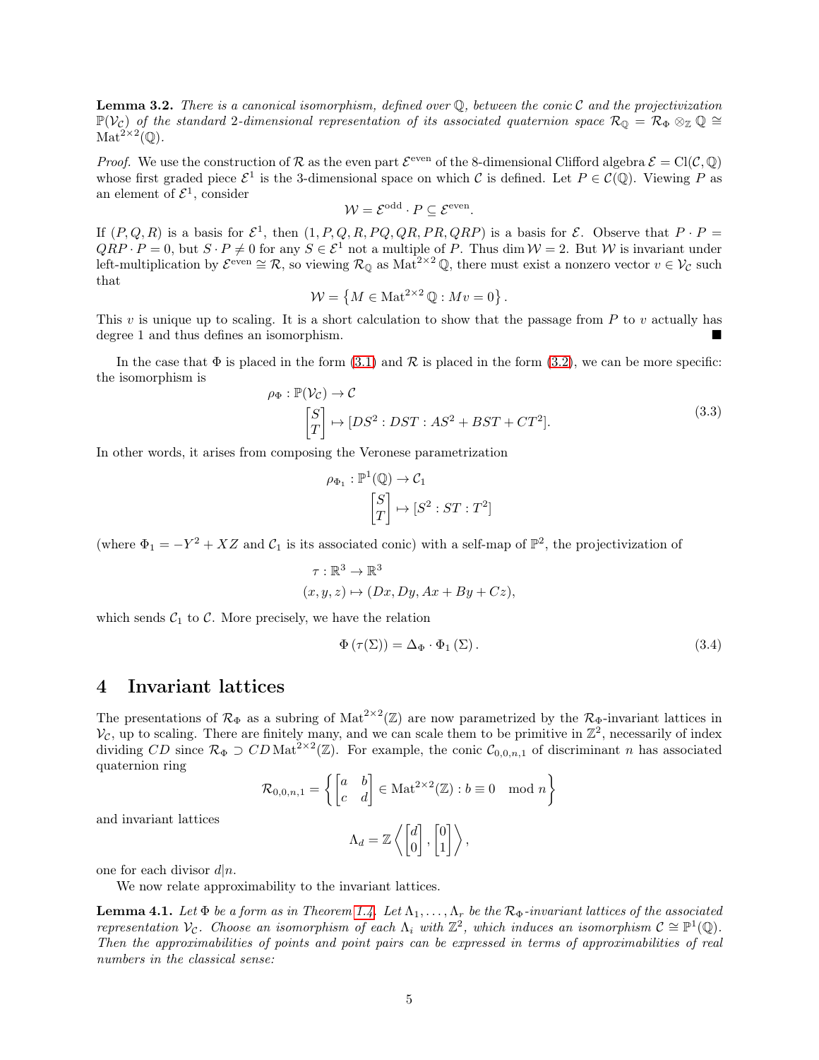**Lemma 3.2.** *There is a canonical isomorphism, defined over $\mathbb{Q}$, between the conic $\mathcal{C}$ and the projectivization $\mathbb{P}(\mathcal{V}_\mathcal{C})$ of the standard 2-dimensional representation of its associated quaternion space $\mathcal{R}_\mathbb{Q} = \mathcal{R}_\Phi \otimes_\mathbb{Z} \mathbb{Q} \cong \mathrm{Mat}^{2\times 2}(\mathbb{Q})$.*

*Proof.* We use the construction of $\mathcal{R}$ as the even part $\mathcal{E}^{\text{even}}$ of the 8-dimensional Clifford algebra $\mathcal{E} = \mathrm{Cl}(\mathcal{C}, \mathbb{Q})$ whose first graded piece $\mathcal{E}^1$ is the 3-dimensional space on which $\mathcal{C}$ is defined. Let $P \in \mathcal{C}(\mathbb{Q})$. Viewing $P$ as an element of $\mathcal{E}^1$, consider

$$\mathcal{W} = \mathcal{E}^{\text{odd}} \cdot P \subseteq \mathcal{E}^{\text{even}}.$$

If $(P, Q, R)$ is a basis for $\mathcal{E}^1$, then $(1, P, Q, R, PQ, QR, PR, QRP)$ is a basis for $\mathcal{E}$. Observe that $P \cdot P = QRP \cdot P = 0$, but $S \cdot P \neq 0$ for any $S \in \mathcal{E}^1$ not a multiple of $P$. Thus $\dim \mathcal{W} = 2$. But $\mathcal{W}$ is invariant under left-multiplication by $\mathcal{E}^{\text{even}} \cong \mathcal{R}$, so viewing $\mathcal{R}_\mathbb{Q}$ as $\mathrm{Mat}^{2\times 2}\mathbb{Q}$, there must exist a nonzero vector $v \in \mathcal{V}_\mathcal{C}$ such that

$$\mathcal{W} = \left\{ M \in \mathrm{Mat}^{2\times 2}\mathbb{Q} : Mv = 0 \right\}.$$

This $v$ is unique up to scaling. It is a short calculation to show that the passage from $P$ to $v$ actually has degree 1 and thus defines an isomorphism. ∎

In the case that $\Phi$ is placed in the form (3.1) and $\mathcal{R}$ is placed in the form (3.2), we can be more specific: the isomorphism is

$$\begin{aligned} \rho_\Phi : \mathbb{P}(\mathcal{V}_\mathcal{C}) &\to \mathcal{C} \\ \begin{bmatrix} S \\ T \end{bmatrix} &\mapsto [DS^2 : DST : AS^2 + BST + CT^2]. \end{aligned} \tag{3.3}$$

In other words, it arises from composing the Veronese parametrization

$$\begin{aligned} \rho_{\Phi_1} : \mathbb{P}^1(\mathbb{Q}) &\to \mathcal{C}_1 \\ \begin{bmatrix} S \\ T \end{bmatrix} &\mapsto [S^2 : ST : T^2] \end{aligned}$$

(where $\Phi_1 = -Y^2 + XZ$ and $\mathcal{C}_1$ is its associated conic) with a self-map of $\mathbb{P}^2$, the projectivization of

$$\begin{aligned} \tau : \mathbb{R}^3 &\to \mathbb{R}^3 \\ (x, y, z) &\mapsto (Dx, Dy, Ax + By + Cz), \end{aligned}$$

which sends $\mathcal{C}_1$ to $\mathcal{C}$. More precisely, we have the relation

$$\Phi\left(\tau(\Sigma)\right) = \Delta_\Phi \cdot \Phi_1\left(\Sigma\right). \tag{3.4}$$

# 4 Invariant lattices

The presentations of $\mathcal{R}_\Phi$ as a subring of $\mathrm{Mat}^{2\times 2}(\mathbb{Z})$ are now parametrized by the $\mathcal{R}_\Phi$-invariant lattices in $\mathcal{V}_\mathcal{C}$, up to scaling. There are finitely many, and we can scale them to be primitive in $\mathbb{Z}^2$, necessarily of index dividing $CD$ since $\mathcal{R}_\Phi \supset CD\,\mathrm{Mat}^{2\times 2}(\mathbb{Z})$. For example, the conic $\mathcal{C}_{0,0,n,1}$ of discriminant $n$ has associated quaternion ring

$$\mathcal{R}_{0,0,n,1} = \left\{ \begin{bmatrix} a & b \\ c & d \end{bmatrix} \in \mathrm{Mat}^{2\times 2}(\mathbb{Z}) : b \equiv 0 \mod n \right\}$$

and invariant lattices

$$\Lambda_d = \mathbb{Z}\left\langle \begin{bmatrix} d \\ 0 \end{bmatrix}, \begin{bmatrix} 0 \\ 1 \end{bmatrix} \right\rangle,$$

one for each divisor $d|n$.

We now relate approximability to the invariant lattices.

**Lemma 4.1.** *Let $\Phi$ be a form as in Theorem 1.4. Let $\Lambda_1, \ldots, \Lambda_r$ be the $\mathcal{R}_\Phi$-invariant lattices of the associated representation $\mathcal{V}_\mathcal{C}$. Choose an isomorphism of each $\Lambda_i$ with $\mathbb{Z}^2$, which induces an isomorphism $\mathcal{C} \cong \mathbb{P}^1(\mathbb{Q})$. Then the approximabilities of points and point pairs can be expressed in terms of approximabilities of real numbers in the classical sense:*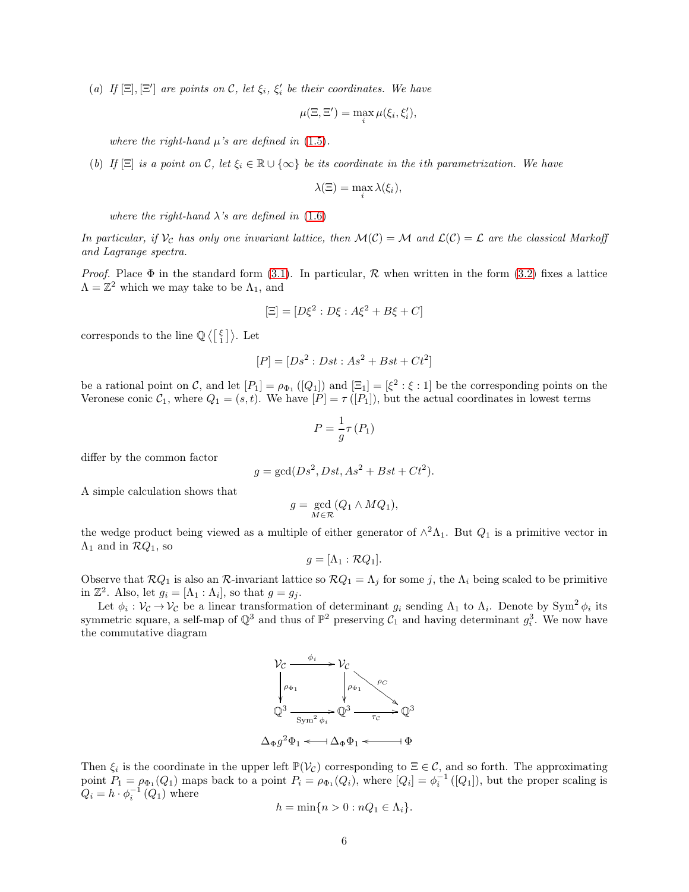(*a*) *If* $[\Xi], [\Xi']$ *are points on* $\mathcal{C}$, *let* $\xi_i$, $\xi_i'$ *be their coordinates. We have*

$$\mu(\Xi, \Xi') = \max_i \mu(\xi_i, \xi_i'),$$

*where the right-hand* $\mu$*'s are defined in* (1.5).

(*b*) *If* $[\Xi]$ *is a point on* $\mathcal{C}$, *let* $\xi_i \in \mathbb{R} \cup \{\infty\}$ *be its coordinate in the* $i$*th parametrization. We have*

$$\lambda(\Xi) = \max_i \lambda(\xi_i),$$

*where the right-hand* $\lambda$*'s are defined in* (1.6)

*In particular, if* $\mathcal{V}_\mathcal{C}$ *has only one invariant lattice, then* $\mathcal{M}(\mathcal{C}) = \mathcal{M}$ *and* $\mathcal{L}(\mathcal{C}) = \mathcal{L}$ *are the classical Markoff and Lagrange spectra.*

*Proof.* Place $\Phi$ in the standard form (3.1). In particular, $\mathcal{R}$ when written in the form (3.2) fixes a lattice $\Lambda = \mathbb{Z}^2$ which we may take to be $\Lambda_1$, and

$$[\Xi] = [D\xi^2 : D\xi : A\xi^2 + B\xi + C]$$

corresponds to the line $\mathbb{Q}\left\langle \left[\begin{smallmatrix} \xi \\ 1 \end{smallmatrix}\right] \right\rangle$. Let

$$[P] = [Ds^2 : Dst : As^2 + Bst + Ct^2]$$

be a rational point on $\mathcal{C}$, and let $[P_1] = \rho_{\Phi_1}([Q_1])$ and $[\Xi_1] = [\xi^2 : \xi : 1]$ be the corresponding points on the Veronese conic $\mathcal{C}_1$, where $Q_1 = (s, t)$. We have $[P] = \tau([P_1])$, but the actual coordinates in lowest terms

$$P = \frac{1}{g}\tau(P_1)$$

differ by the common factor

$$g = \gcd(Ds^2, Dst, As^2 + Bst + Ct^2).$$

A simple calculation shows that

$$g = \gcd_{M \in \mathcal{R}}(Q_1 \wedge MQ_1),$$

the wedge product being viewed as a multiple of either generator of $\wedge^2\Lambda_1$. But $Q_1$ is a primitive vector in $\Lambda_1$ and in $\mathcal{R}Q_1$, so

$$g = [\Lambda_1 : \mathcal{R}Q_1].$$

Observe that $\mathcal{R}Q_1$ is also an $\mathcal{R}$-invariant lattice so $\mathcal{R}Q_1 = \Lambda_j$ for some $j$, the $\Lambda_i$ being scaled to be primitive in $\mathbb{Z}^2$. Also, let $g_i = [\Lambda_1 : \Lambda_i]$, so that $g = g_j$.

Let $\phi_i : \mathcal{V}_\mathcal{C} \to \mathcal{V}_\mathcal{C}$ be a linear transformation of determinant $g_i$ sending $\Lambda_1$ to $\Lambda_i$. Denote by $\operatorname{Sym}^2 \phi_i$ its symmetric square, a self-map of $\mathbb{Q}^3$ and thus of $\mathbb{P}^2$ preserving $\mathcal{C}_1$ and having determinant $g_i^3$. We now have the commutative diagram

$$\begin{array}{ccccc}
\mathcal{V}_\mathcal{C} & \xrightarrow{\phi_i} & \mathcal{V}_\mathcal{C} & & \\
\downarrow{\scriptstyle \rho_{\Phi_1}} & & \downarrow{\scriptstyle \rho_{\Phi_1}} & \searrow^{\rho_\mathcal{C}} & \\
\mathbb{Q}^3 & \xrightarrow[\operatorname{Sym}^2 \phi_i]{} & \mathbb{Q}^3 & \xrightarrow[\tau_\mathcal{C}]{} & \mathbb{Q}^3 \\
\Delta_\Phi g^2 \Phi_1 & \longleftarrow & \Delta_\Phi \Phi_1 & \longleftarrow & \Phi
\end{array}$$

Then $\xi_i$ is the coordinate in the upper left $\mathbb{P}(\mathcal{V}_\mathcal{C})$ corresponding to $\Xi \in \mathcal{C}$, and so forth. The approximating point $P_1 = \rho_{\Phi_1}(Q_1)$ maps back to a point $P_i = \rho_{\Phi_1}(Q_i)$, where $[Q_i] = \phi_i^{-1}([Q_1])$, but the proper scaling is $Q_i = h \cdot \phi_i^{-1}(Q_1)$ where

$$h = \min\{n > 0 : nQ_1 \in \Lambda_i\}.$$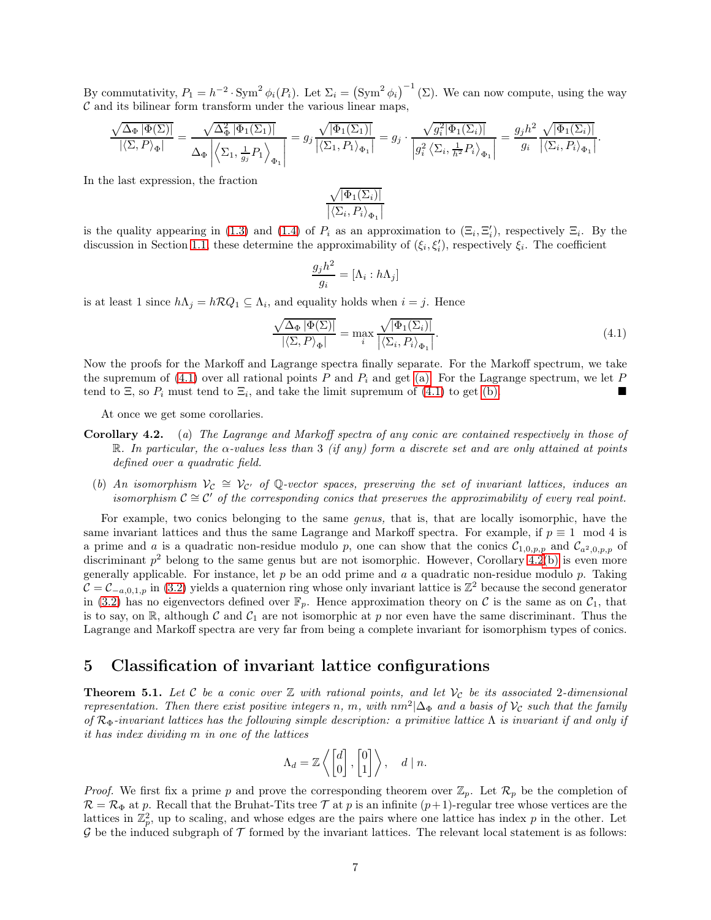By commutativity, $P_1 = h^{-2} \cdot \operatorname{Sym}^2 \phi_i(P_i)$. Let $\Sigma_i = \left(\operatorname{Sym}^2 \phi_i\right)^{-1}(\Sigma)$. We can now compute, using the way $\mathcal{C}$ and its bilinear form transform under the various linear maps,

$$\frac{\sqrt{\Delta_\Phi \left|\Phi(\Sigma)\right|}}{\left|\langle \Sigma, P\rangle_\Phi\right|} = \frac{\sqrt{\Delta_\Phi^2 \left|\Phi_1(\Sigma_1)\right|}}{\Delta_\Phi \left|\left\langle \Sigma_1, \frac{1}{g_j} P_1 \right\rangle_{\Phi_1}\right|} = g_j \frac{\sqrt{\left|\Phi_1(\Sigma_1)\right|}}{\left|\langle \Sigma_1, P_1\rangle_{\Phi_1}\right|} = g_j \cdot \frac{\sqrt{g_i^2 \left|\Phi_1(\Sigma_i)\right|}}{\left|g_i^2 \left\langle \Sigma_i, \frac{1}{h^2} P_i \right\rangle_{\Phi_1}\right|} = \frac{g_j h^2}{g_i} \frac{\sqrt{\left|\Phi_1(\Sigma_i)\right|}}{\left|\langle \Sigma_i, P_i\rangle_{\Phi_1}\right|}.$$

In the last expression, the fraction

$$\frac{\sqrt{\left|\Phi_1(\Sigma_i)\right|}}{\left|\langle \Sigma_i, P_i\rangle_{\Phi_1}\right|}$$

is the quality appearing in (1.3) and (1.4) of $P_i$ as an approximation to $(\Xi_i, \Xi_i')$, respectively $\Xi_i$. By the discussion in Section 1.1, these determine the approximability of $(\xi_i, \xi_i')$, respectively $\xi_i$. The coefficient

$$\frac{g_j h^2}{g_i} = [\Lambda_i : h\Lambda_j]$$

is at least 1 since $h\Lambda_j = h\mathcal{R}Q_1 \subseteq \Lambda_i$, and equality holds when $i = j$. Hence

$$\frac{\sqrt{\Delta_\Phi \left|\Phi(\Sigma)\right|}}{\left|\langle \Sigma, P\rangle_\Phi\right|} = \max_i \frac{\sqrt{\left|\Phi_1(\Sigma_i)\right|}}{\left|\langle \Sigma_i, P_i\rangle_{\Phi_1}\right|}. \tag{4.1}$$

Now the proofs for the Markoff and Lagrange spectra finally separate. For the Markoff spectrum, we take the supremum of (4.1) over all rational points $P$ and $P_i$ and get (a). For the Lagrange spectrum, we let $P$ tend to $\Xi$, so $P_i$ must tend to $\Xi_i$, and take the limit supremum of (4.1) to get (b). ■

At once we get some corollaries.

**Corollary 4.2.** (*a*) *The Lagrange and Markoff spectra of any conic are contained respectively in those of* $\mathbb{R}$. *In particular, the* $\alpha$*-values less than* 3 *(if any) form a discrete set and are only attained at points defined over a quadratic field.*

(*b*) *An isomorphism* $\mathcal{V}_\mathcal{C} \cong \mathcal{V}_{\mathcal{C}'}$ *of* $\mathbb{Q}$*-vector spaces, preserving the set of invariant lattices, induces an isomorphism* $\mathcal{C} \cong \mathcal{C}'$ *of the corresponding conics that preserves the approximability of every real point.*

For example, two conics belonging to the same *genus,* that is, that are locally isomorphic, have the same invariant lattices and thus the same Lagrange and Markoff spectra. For example, if $p \equiv 1 \mod 4$ is a prime and $a$ is a quadratic non-residue modulo $p$, one can show that the conics $\mathcal{C}_{1,0,p,p}$ and $\mathcal{C}_{a^2,0,p,p}$ of discriminant $p^2$ belong to the same genus but are not isomorphic. However, Corollary 4.2(b) is even more generally applicable. For instance, let $p$ be an odd prime and $a$ a quadratic non-residue modulo $p$. Taking $\mathcal{C} = \mathcal{C}_{-a,0,1,p}$ in (3.2) yields a quaternion ring whose only invariant lattice is $\mathbb{Z}^2$ because the second generator in (3.2) has no eigenvectors defined over $\mathbb{F}_p$. Hence approximation theory on $\mathcal{C}$ is the same as on $\mathcal{C}_1$, that is to say, on $\mathbb{R}$, although $\mathcal{C}$ and $\mathcal{C}_1$ are not isomorphic at $p$ nor even have the same discriminant. Thus the Lagrange and Markoff spectra are very far from being a complete invariant for isomorphism types of conics.

# 5 Classification of invariant lattice configurations

**Theorem 5.1.** *Let* $\mathcal{C}$ *be a conic over* $\mathbb{Z}$ *with rational points, and let* $\mathcal{V}_\mathcal{C}$ *be its associated* 2*-dimensional representation. Then there exist positive integers* $n$, $m$, *with* $nm^2 | \Delta_\Phi$ *and a basis of* $\mathcal{V}_\mathcal{C}$ *such that the family of* $\mathcal{R}_\Phi$*-invariant lattices has the following simple description: a primitive lattice* $\Lambda$ *is invariant if and only if it has index dividing* $m$ *in one of the lattices*

$$\Lambda_d = \mathbb{Z}\left\langle \begin{bmatrix} d \\ 0 \end{bmatrix}, \begin{bmatrix} 0 \\ 1 \end{bmatrix} \right\rangle, \quad d \mid n.$$

*Proof.* We first fix a prime $p$ and prove the corresponding theorem over $\mathbb{Z}_p$. Let $\mathcal{R}_p$ be the completion of $\mathcal{R} = \mathcal{R}_\Phi$ at $p$. Recall that the Bruhat-Tits tree $\mathcal{T}$ at $p$ is an infinite $(p+1)$-regular tree whose vertices are the lattices in $\mathbb{Z}_p^2$, up to scaling, and whose edges are the pairs where one lattice has index $p$ in the other. Let $\mathcal{G}$ be the induced subgraph of $\mathcal{T}$ formed by the invariant lattices. The relevant local statement is as follows: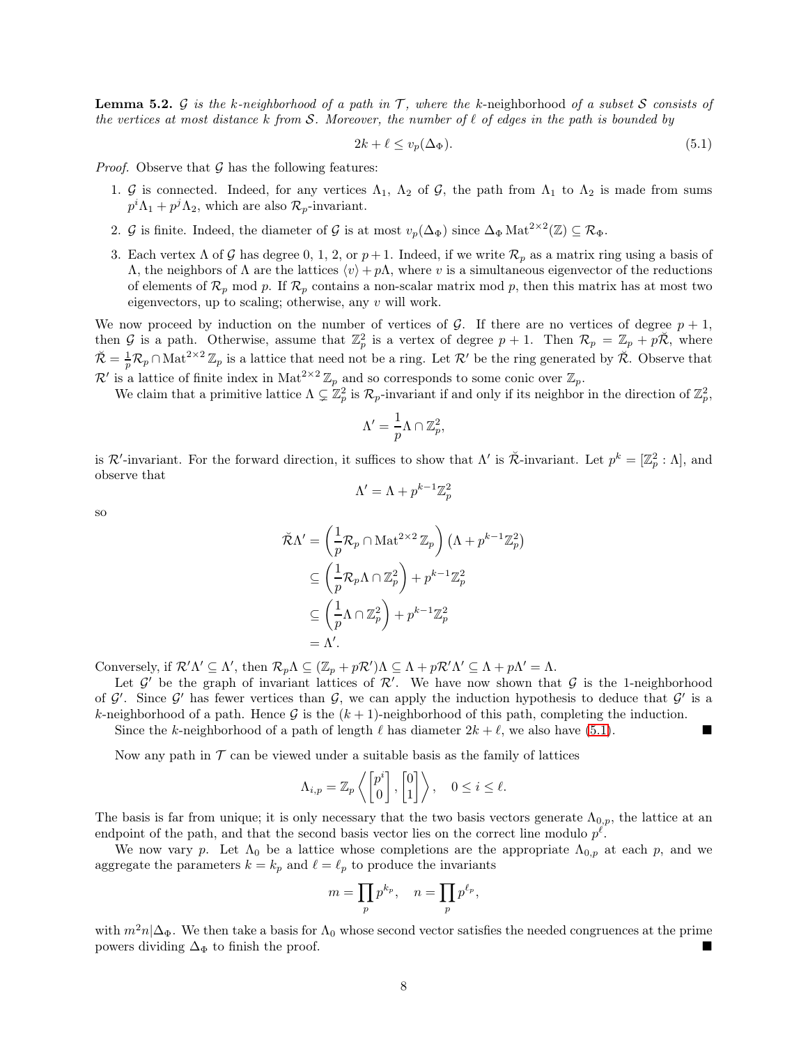**Lemma 5.2.** *$\mathcal{G}$ is the $k$-neighborhood of a path in $\mathcal{T}$, where the* $k$-neighborhood *of a subset $\mathcal{S}$ consists of the vertices at most distance $k$ from $\mathcal{S}$. Moreover, the number of $\ell$ of edges in the path is bounded by*

$$2k + \ell \le v_p(\Delta_\Phi). \tag{5.1}$$

*Proof.* Observe that $\mathcal{G}$ has the following features:

1. $\mathcal{G}$ is connected. Indeed, for any vertices $\Lambda_1$, $\Lambda_2$ of $\mathcal{G}$, the path from $\Lambda_1$ to $\Lambda_2$ is made from sums $p^i\Lambda_1 + p^j\Lambda_2$, which are also $\mathcal{R}_p$-invariant.
2. $\mathcal{G}$ is finite. Indeed, the diameter of $\mathcal{G}$ is at most $v_p(\Delta_\Phi)$ since $\Delta_\Phi \operatorname{Mat}^{2\times 2}(\mathbb{Z}) \subseteq \mathcal{R}_\Phi$.
3. Each vertex $\Lambda$ of $\mathcal{G}$ has degree 0, 1, 2, or $p+1$. Indeed, if we write $\mathcal{R}_p$ as a matrix ring using a basis of $\Lambda$, the neighbors of $\Lambda$ are the lattices $\langle v \rangle + p\Lambda$, where $v$ is a simultaneous eigenvector of the reductions of elements of $\mathcal{R}_p$ mod $p$. If $\mathcal{R}_p$ contains a non-scalar matrix mod $p$, then this matrix has at most two eigenvectors, up to scaling; otherwise, any $v$ will work.

We now proceed by induction on the number of vertices of $\mathcal{G}$. If there are no vertices of degree $p+1$, then $\mathcal{G}$ is a path. Otherwise, assume that $\mathbb{Z}_p^2$ is a vertex of degree $p+1$. Then $\mathcal{R}_p = \mathbb{Z}_p + p\check{\mathcal{R}}$, where $\check{\mathcal{R}} = \frac{1}{p}\mathcal{R}_p \cap \operatorname{Mat}^{2\times 2}\mathbb{Z}_p$ is a lattice that need not be a ring. Let $\mathcal{R}'$ be the ring generated by $\check{\mathcal{R}}$. Observe that $\mathcal{R}'$ is a lattice of finite index in $\operatorname{Mat}^{2\times 2}\mathbb{Z}_p$ and so corresponds to some conic over $\mathbb{Z}_p$.

We claim that a primitive lattice $\Lambda \subsetneq \mathbb{Z}_p^2$ is $\mathcal{R}_p$-invariant if and only if its neighbor in the direction of $\mathbb{Z}_p^2$,

$$\Lambda' = \frac{1}{p}\Lambda \cap \mathbb{Z}_p^2,$$

is $\mathcal{R}'$-invariant. For the forward direction, it suffices to show that $\Lambda'$ is $\check{\mathcal{R}}$-invariant. Let $p^k = [\mathbb{Z}_p^2 : \Lambda]$, and observe that

$$\Lambda' = \Lambda + p^{k-1}\mathbb{Z}_p^2$$

so

$$\begin{aligned}
\check{\mathcal{R}}\Lambda' &= \left(\frac{1}{p}\mathcal{R}_p \cap \operatorname{Mat}^{2\times 2}\mathbb{Z}_p\right)\left(\Lambda + p^{k-1}\mathbb{Z}_p^2\right) \\
&\subseteq \left(\frac{1}{p}\mathcal{R}_p\Lambda \cap \mathbb{Z}_p^2\right) + p^{k-1}\mathbb{Z}_p^2 \\
&\subseteq \left(\frac{1}{p}\Lambda \cap \mathbb{Z}_p^2\right) + p^{k-1}\mathbb{Z}_p^2 \\
&= \Lambda'.
\end{aligned}$$

Conversely, if $\mathcal{R}'\Lambda' \subseteq \Lambda'$, then $\mathcal{R}_p\Lambda \subseteq (\mathbb{Z}_p + p\mathcal{R}')\Lambda \subseteq \Lambda + p\mathcal{R}'\Lambda' \subseteq \Lambda + p\Lambda' = \Lambda$.

Let $\mathcal{G}'$ be the graph of invariant lattices of $\mathcal{R}'$. We have now shown that $\mathcal{G}$ is the 1-neighborhood of $\mathcal{G}'$. Since $\mathcal{G}'$ has fewer vertices than $\mathcal{G}$, we can apply the induction hypothesis to deduce that $\mathcal{G}'$ is a $k$-neighborhood of a path. Hence $\mathcal{G}$ is the $(k+1)$-neighborhood of this path, completing the induction.

Since the $k$-neighborhood of a path of length $\ell$ has diameter $2k + \ell$, we also have (5.1). ∎

Now any path in $\mathcal{T}$ can be viewed under a suitable basis as the family of lattices

$$\Lambda_{i,p} = \mathbb{Z}_p\left\langle \begin{bmatrix} p^i \\ 0 \end{bmatrix}, \begin{bmatrix} 0 \\ 1 \end{bmatrix} \right\rangle, \quad 0 \le i \le \ell.$$

The basis is far from unique; it is only necessary that the two basis vectors generate $\Lambda_{0,p}$, the lattice at an endpoint of the path, and that the second basis vector lies on the correct line modulo $p^\ell$.

We now vary $p$. Let $\Lambda_0$ be a lattice whose completions are the appropriate $\Lambda_{0,p}$ at each $p$, and we aggregate the parameters $k = k_p$ and $\ell = \ell_p$ to produce the invariants

$$m = \prod_p p^{k_p}, \quad n = \prod_p p^{\ell_p},$$

with $m^2 n | \Delta_\Phi$. We then take a basis for $\Lambda_0$ whose second vector satisfies the needed congruences at the prime powers dividing $\Delta_\Phi$ to finish the proof. ∎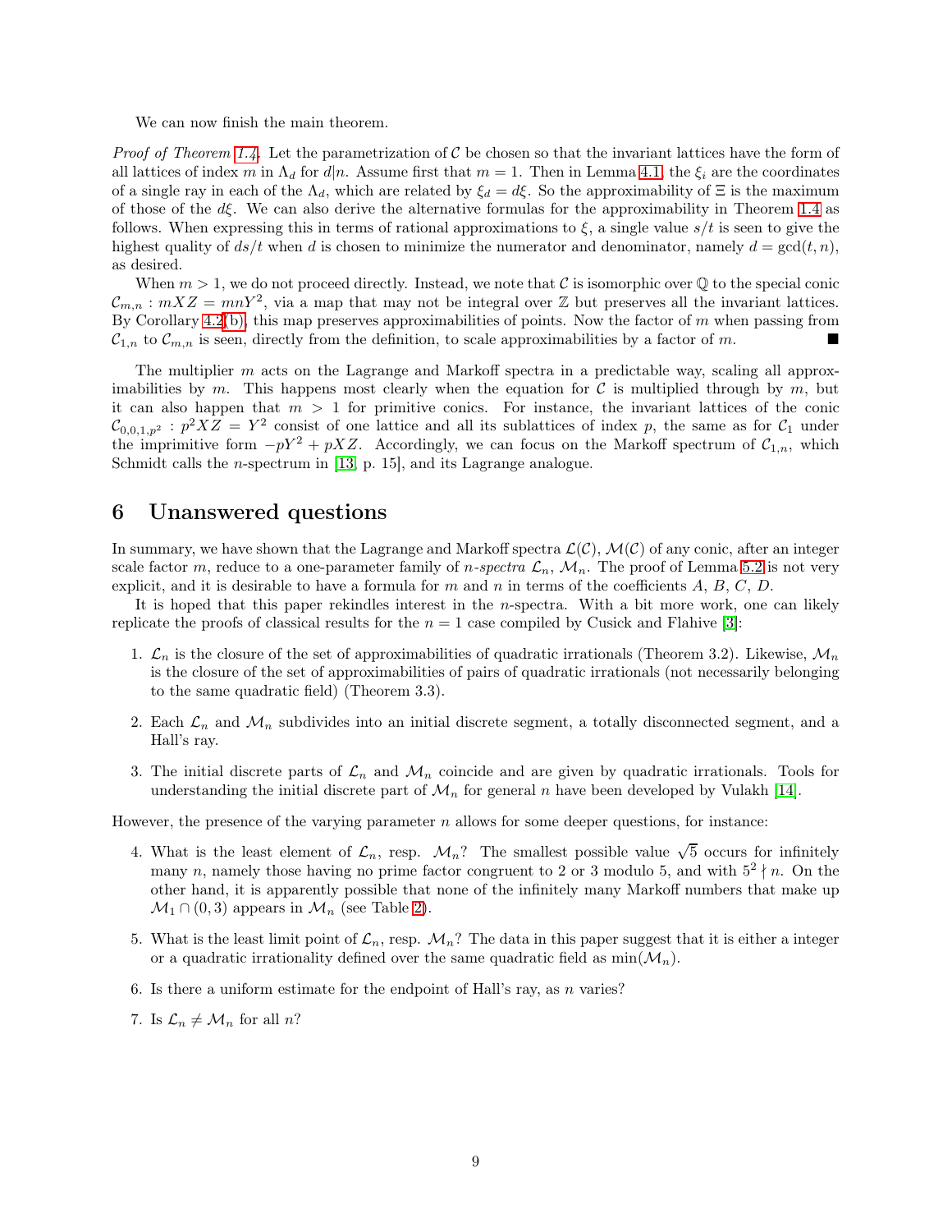We can now finish the main theorem.

*Proof of Theorem 1.4.* Let the parametrization of $\mathcal{C}$ be chosen so that the invariant lattices have the form of all lattices of index $m$ in $\Lambda_d$ for $d|n$. Assume first that $m = 1$. Then in Lemma 4.1, the $\xi_i$ are the coordinates of a single ray in each of the $\Lambda_d$, which are related by $\xi_d = d\xi$. So the approximability of $\Xi$ is the maximum of those of the $d\xi$. We can also derive the alternative formulas for the approximability in Theorem 1.4 as follows. When expressing this in terms of rational approximations to $\xi$, a single value $s/t$ is seen to give the highest quality of $ds/t$ when $d$ is chosen to minimize the numerator and denominator, namely $d = \gcd(t, n)$, as desired.

When $m > 1$, we do not proceed directly. Instead, we note that $\mathcal{C}$ is isomorphic over $\mathbb{Q}$ to the special conic $\mathcal{C}_{m,n} : mXZ = mnY^2$, via a map that may not be integral over $\mathbb{Z}$ but preserves all the invariant lattices. By Corollary 4.2(b), this map preserves approximabilities of points. Now the factor of $m$ when passing from $\mathcal{C}_{1,n}$ to $\mathcal{C}_{m,n}$ is seen, directly from the definition, to scale approximabilities by a factor of $m$. ■

The multiplier $m$ acts on the Lagrange and Markoff spectra in a predictable way, scaling all approximabilities by $m$. This happens most clearly when the equation for $\mathcal{C}$ is multiplied through by $m$, but it can also happen that $m > 1$ for primitive conics. For instance, the invariant lattices of the conic $\mathcal{C}_{0,0,1,p^2} : p^2XZ = Y^2$ consist of one lattice and all its sublattices of index $p$, the same as for $\mathcal{C}_1$ under the imprimitive form $-pY^2 + pXZ$. Accordingly, we can focus on the Markoff spectrum of $\mathcal{C}_{1,n}$, which Schmidt calls the $n$-spectrum in [13, p. 15], and its Lagrange analogue.

## 6 Unanswered questions

In summary, we have shown that the Lagrange and Markoff spectra $\mathcal{L}(\mathcal{C})$, $\mathcal{M}(\mathcal{C})$ of any conic, after an integer scale factor $m$, reduce to a one-parameter family of *$n$-spectra* $\mathcal{L}_n$, $\mathcal{M}_n$. The proof of Lemma 5.2 is not very explicit, and it is desirable to have a formula for $m$ and $n$ in terms of the coefficients $A$, $B$, $C$, $D$.

It is hoped that this paper rekindles interest in the $n$-spectra. With a bit more work, one can likely replicate the proofs of classical results for the $n = 1$ case compiled by Cusick and Flahive [3]:

1. $\mathcal{L}_n$ is the closure of the set of approximabilities of quadratic irrationals (Theorem 3.2). Likewise, $\mathcal{M}_n$ is the closure of the set of approximabilities of pairs of quadratic irrationals (not necessarily belonging to the same quadratic field) (Theorem 3.3).

2. Each $\mathcal{L}_n$ and $\mathcal{M}_n$ subdivides into an initial discrete segment, a totally disconnected segment, and a Hall's ray.

3. The initial discrete parts of $\mathcal{L}_n$ and $\mathcal{M}_n$ coincide and are given by quadratic irrationals. Tools for understanding the initial discrete part of $\mathcal{M}_n$ for general $n$ have been developed by Vulakh [14].

However, the presence of the varying parameter $n$ allows for some deeper questions, for instance:

4. What is the least element of $\mathcal{L}_n$, resp. $\mathcal{M}_n$? The smallest possible value $\sqrt{5}$ occurs for infinitely many $n$, namely those having no prime factor congruent to 2 or 3 modulo 5, and with $5^2 \nmid n$. On the other hand, it is apparently possible that none of the infinitely many Markoff numbers that make up $\mathcal{M}_1 \cap (0, 3)$ appears in $\mathcal{M}_n$ (see Table 2).

5. What is the least limit point of $\mathcal{L}_n$, resp. $\mathcal{M}_n$? The data in this paper suggest that it is either a integer or a quadratic irrationality defined over the same quadratic field as $\min(\mathcal{M}_n)$.

6. Is there a uniform estimate for the endpoint of Hall's ray, as $n$ varies?

7. Is $\mathcal{L}_n \neq \mathcal{M}_n$ for all $n$?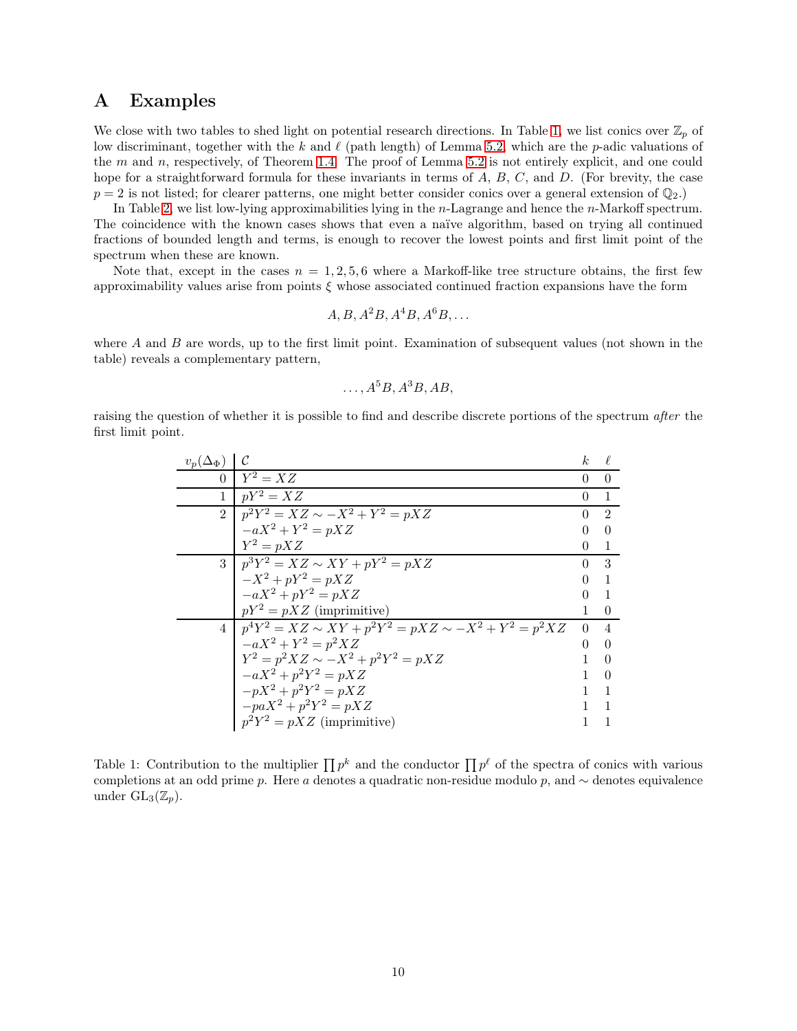# A Examples

We close with two tables to shed light on potential research directions. In Table 1, we list conics over $\mathbb{Z}_p$ of low discriminant, together with the $k$ and $\ell$ (path length) of Lemma 5.2, which are the $p$-adic valuations of the $m$ and $n$, respectively, of Theorem 1.4. The proof of Lemma 5.2 is not entirely explicit, and one could hope for a straightforward formula for these invariants in terms of $A$, $B$, $C$, and $D$. (For brevity, the case $p = 2$ is not listed; for clearer patterns, one might better consider conics over a general extension of $\mathbb{Q}_2$.)

In Table 2, we list low-lying approximabilities lying in the $n$-Lagrange and hence the $n$-Markoff spectrum. The coincidence with the known cases shows that even a naïve algorithm, based on trying all continued fractions of bounded length and terms, is enough to recover the lowest points and first limit point of the spectrum when these are known.

Note that, except in the cases $n = 1, 2, 5, 6$ where a Markoff-like tree structure obtains, the first few approximability values arise from points $\xi$ whose associated continued fraction expansions have the form

$$A, B, A^2B, A^4B, A^6B, \ldots$$

where $A$ and $B$ are words, up to the first limit point. Examination of subsequent values (not shown in the table) reveals a complementary pattern,

$$\ldots, A^5B, A^3B, AB,$$

raising the question of whether it is possible to find and describe discrete portions of the spectrum *after* the first limit point.

| $v_p(\Delta_\Phi)$ | $\mathcal{C}$ | $k$ | $\ell$ |
|---|---|---|---|
| 0 | $Y^2 = XZ$ | 0 | 0 |
| 1 | $pY^2 = XZ$ | 0 | 1 |
| 2 | $p^2Y^2 = XZ \sim -X^2 + Y^2 = pXZ$ | 0 | 2 |
| | $-aX^2 + Y^2 = pXZ$ | 0 | 0 |
| | $Y^2 = pXZ$ | 0 | 1 |
| 3 | $p^3Y^2 = XZ \sim XY + pY^2 = pXZ$ | 0 | 3 |
| | $-X^2 + pY^2 = pXZ$ | 0 | 1 |
| | $-aX^2 + pY^2 = pXZ$ | 0 | 1 |
| | $pY^2 = pXZ$ (imprimitive) | 1 | 0 |
| 4 | $p^4Y^2 = XZ \sim XY + p^2Y^2 = pXZ \sim -X^2 + Y^2 = p^2XZ$ | 0 | 4 |
| | $-aX^2 + Y^2 = p^2XZ$ | 0 | 0 |
| | $Y^2 = p^2XZ \sim -X^2 + p^2Y^2 = pXZ$ | 1 | 0 |
| | $-aX^2 + p^2Y^2 = pXZ$ | 1 | 0 |
| | $-pX^2 + p^2Y^2 = pXZ$ | 1 | 1 |
| | $-paX^2 + p^2Y^2 = pXZ$ | 1 | 1 |
| | $p^2Y^2 = pXZ$ (imprimitive) | 1 | 1 |

Table 1: Contribution to the multiplier $\prod p^k$ and the conductor $\prod p^\ell$ of the spectra of conics with various completions at an odd prime $p$. Here $a$ denotes a quadratic non-residue modulo $p$, and $\sim$ denotes equivalence under $\mathrm{GL}_3(\mathbb{Z}_p)$.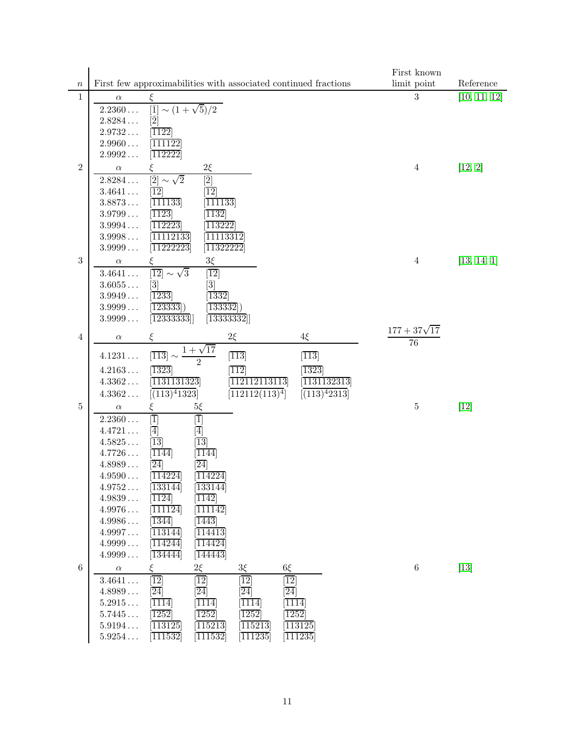| $n$ | First few approximabilities with associated continued fractions | | | | First known limit point | Reference |
|---|---|---|---|---|---|---|
| 1 | $\alpha$ | $\xi$ | | | 3 | [10, 11, 12] |
| | $2.2360\ldots$ | $[\overline{1}] \sim (1+\sqrt{5})/2$ | | | | |
| | $2.8284\ldots$ | $[\overline{2}]$ | | | | |
| | $2.9732\ldots$ | $[\overline{1122}]$ | | | | |
| | $2.9960\ldots$ | $[\overline{111122}]$ | | | | |
| | $2.9992\ldots$ | $[\overline{112222}]$ | | | | |
| 2 | $\alpha$ | $\xi$ | $2\xi$ | | 4 | [12, 2] |
| | $2.8284\ldots$ | $[\overline{2}] \sim \sqrt{2}$ | $[\overline{2}]$ | | | |
| | $3.4641\ldots$ | $[\overline{12}]$ | $[\overline{12}]$ | | | |
| | $3.8873\ldots$ | $[\overline{111133}]$ | $[\overline{111133}]$ | | | |
| | $3.9799\ldots$ | $[\overline{1123}]$ | $[\overline{1132}]$ | | | |
| | $3.9994\ldots$ | $[\overline{112223}]$ | $[\overline{113222}]$ | | | |
| | $3.9998\ldots$ | $[\overline{11112133}]$ | $[\overline{11113312}]$ | | | |
| | $3.9999\ldots$ | $[\overline{11222223}]$ | $[\overline{11322222}]$ | | | |
| 3 | $\alpha$ | $\xi$ | $3\xi$ | | 4 | [13, 14, 1] |
| | $3.4641\ldots$ | $[\overline{12}] \sim \sqrt{3}$ | $[\overline{12}]$ | | | |
| | $3.6055\ldots$ | $[\overline{3}]$ | $[\overline{3}]$ | | | |
| | $3.9949\ldots$ | $[\overline{1233}]$ | $[\overline{1332}]$ | | | |
| | $3.9999\ldots$ | $[\overline{123333}])$ | $[\overline{133332}])$ | | | |
| | $3.9999\ldots$ | $[\overline{12333333}]]$ | $[\overline{13333332}]]$ | | | |
| 4 | $\alpha$ | $\xi$ | $2\xi$ | $4\xi$ | $\dfrac{177+37\sqrt{17}}{76}$ | |
| | $4.1231\ldots$ | $[\overline{113}] \sim \dfrac{1+\sqrt{17}}{2}$ | $[\overline{113}]$ | $[\overline{113}]$ | | |
| | $4.2163\ldots$ | $[\overline{1323}]$ | $[\overline{112}]$ | $[\overline{1323}]$ | | |
| | $4.3362\ldots$ | $[\overline{1131131323}]$ | $[\overline{112112113113}]$ | $[\overline{1131132313}]$ | | |
| | $4.3362\ldots$ | $[\overline{(113)^4 1323}]$ | $[\overline{112112(113)^4}]$ | $[\overline{(113)^4 2313}]$ | | |
| 5 | $\alpha$ | $\xi$ | $5\xi$ | | 5 | [12] |
| | $2.2360\ldots$ | $[\overline{1}]$ | $[\overline{1}]$ | | | |
| | $4.4721\ldots$ | $[\overline{4}]$ | $[\overline{4}]$ | | | |
| | $4.5825\ldots$ | $[\overline{13}]$ | $[\overline{13}]$ | | | |
| | $4.7726\ldots$ | $[\overline{1144}]$ | $[\overline{1144}]$ | | | |
| | $4.8989\ldots$ | $[\overline{24}]$ | $[\overline{24}]$ | | | |
| | $4.9590\ldots$ | $[\overline{114224}]$ | $[\overline{114224}]$ | | | |
| | $4.9752\ldots$ | $[\overline{133144}]$ | $[\overline{133144}]$ | | | |
| | $4.9839\ldots$ | $[\overline{1124}]$ | $[\overline{1142}]$ | | | |
| | $4.9976\ldots$ | $[\overline{111124}]$ | $[\overline{111142}]$ | | | |
| | $4.9986\ldots$ | $[\overline{1344}]$ | $[\overline{1443}]$ | | | |
| | $4.9997\ldots$ | $[\overline{113144}]$ | $[\overline{114413}]$ | | | |
| | $4.9999\ldots$ | $[\overline{114244}]$ | $[\overline{114424}]$ | | | |
| | $4.9999\ldots$ | $[\overline{134444}]$ | $[\overline{144443}]$ | | | |
| 6 | $\alpha$ | $\xi$ | $2\xi$ | $3\xi$ | $6\xi$ | 6 | [13] |
| | $3.4641\ldots$ | $[\overline{12}]$ | $[\overline{12}]$ | $[\overline{12}]$ | $[\overline{12}]$ | | |
| | $4.8989\ldots$ | $[\overline{24}]$ | $[\overline{24}]$ | $[\overline{24}]$ | $[\overline{24}]$ | | |
| | $5.2915\ldots$ | $[\overline{1114}]$ | $[\overline{1114}]$ | $[\overline{1114}]$ | $[\overline{1114}]$ | | |
| | $5.7445\ldots$ | $[\overline{1252}]$ | $[\overline{1252}]$ | $[\overline{1252}]$ | $[\overline{1252}]$ | | |
| | $5.9194\ldots$ | $[\overline{113125}]$ | $[\overline{115213}]$ | $[\overline{115213}]$ | $[\overline{113125}]$ | | |
| | $5.9254\ldots$ | $[\overline{111532}]$ | $[\overline{111532}]$ | $[\overline{111235}]$ | $[\overline{111235}]$ | | |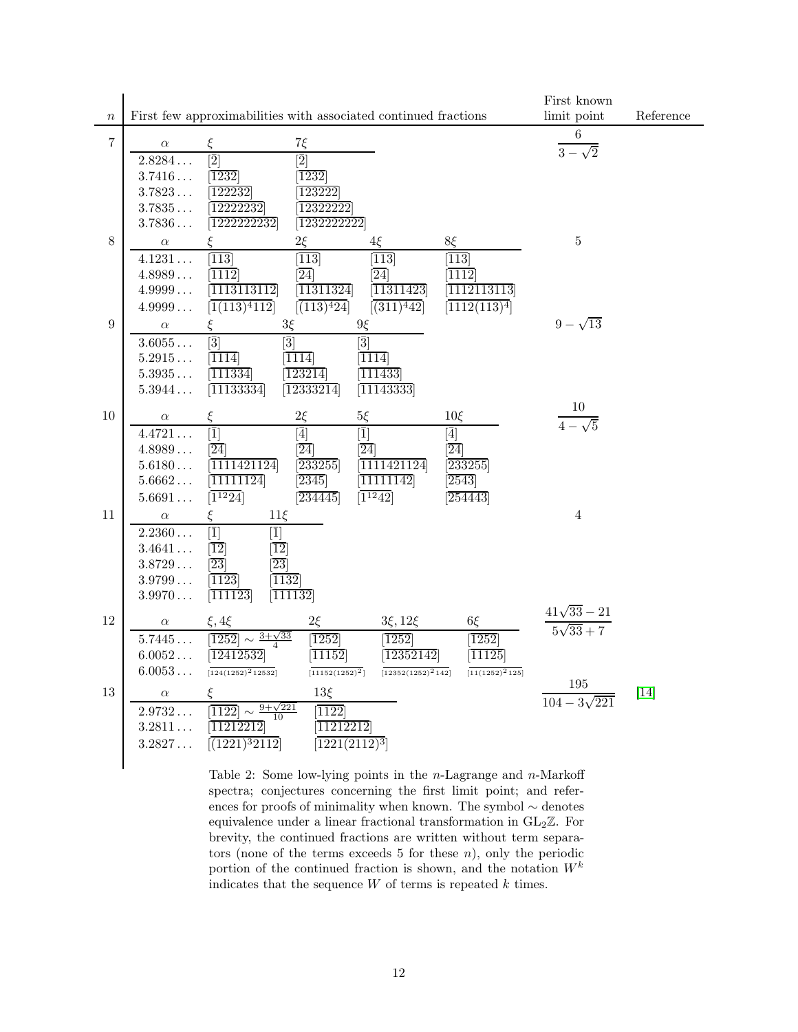| $n$ | First few approximabilities with associated continued fractions | | | | | First known limit point | Reference |
|---|---|---|---|---|---|---|---|
| 7 | $\alpha$ | $\xi$ | $7\xi$ | | | $\dfrac{6}{3-\sqrt{2}}$ | |
| | $2.8284\ldots$ | $[\overline{2}]$ | $[\overline{2}]$ | | | | |
| | $3.7416\ldots$ | $[\overline{1232}]$ | $[\overline{1232}]$ | | | | |
| | $3.7823\ldots$ | $[\overline{122232}]$ | $[\overline{123222}]$ | | | | |
| | $3.7835\ldots$ | $[\overline{12222232}]$ | $[\overline{12322222}]$ | | | | |
| | $3.7836\ldots$ | $[\overline{1222222232}]$ | $[\overline{1232222222}]$ | | | | |
| 8 | $\alpha$ | $\xi$ | $2\xi$ | $4\xi$ | $8\xi$ | $5$ | |
| | $4.1231\ldots$ | $[\overline{113}]$ | $[\overline{113}]$ | $[\overline{113}]$ | $[\overline{113}]$ | | |
| | $4.8989\ldots$ | $[\overline{1112}]$ | $[\overline{24}]$ | $[\overline{24}]$ | $[\overline{1112}]$ | | |
| | $4.9999\ldots$ | $[\overline{1113113112}]$ | $[\overline{11311324}]$ | $[\overline{11311423}]$ | $[\overline{1112113113}]$ | | |
| | $4.9999\ldots$ | $[\overline{1(113)^4112}]$ | $[\overline{(113)^4 24}]$ | $[\overline{(311)^4 42}]$ | $[\overline{1112(113)^4}]$ | | |
| 9 | $\alpha$ | $\xi$ | $3\xi$ | $9\xi$ | | $9-\sqrt{13}$ | |
| | $3.6055\ldots$ | $[\overline{3}]$ | $[\overline{3}]$ | $[\overline{3}]$ | | | |
| | $5.2915\ldots$ | $[\overline{1114}]$ | $[\overline{1114}]$ | $[\overline{1114}]$ | | | |
| | $5.3935\ldots$ | $[\overline{111334}]$ | $[\overline{123214}]$ | $[\overline{111433}]$ | | | |
| | $5.3944\ldots$ | $[\overline{11133334}]$ | $[\overline{12333214}]$ | $[\overline{11143333}]$ | | | |
| 10 | $\alpha$ | $\xi$ | $2\xi$ | $5\xi$ | $10\xi$ | $\dfrac{10}{4-\sqrt{5}}$ | |
| | $4.4721\ldots$ | $[\overline{1}]$ | $[\overline{4}]$ | $[\overline{1}]$ | $[\overline{4}]$ | | |
| | $4.8989\ldots$ | $[\overline{24}]$ | $[\overline{24}]$ | $[\overline{24}]$ | $[\overline{24}]$ | | |
| | $5.6180\ldots$ | $[\overline{1111421124}]$ | $[\overline{233255}]$ | $[\overline{1111421124}]$ | $[\overline{233255}]$ | | |
| | $5.6662\ldots$ | $[\overline{11111124}]$ | $[\overline{2345}]$ | $[\overline{11111142}]$ | $[\overline{2543}]$ | | |
| | $5.6691\ldots$ | $[\overline{1^{12}24}]$ | $[\overline{234445}]$ | $[\overline{1^{12}42}]$ | $[\overline{254443}]$ | | |
| 11 | $\alpha$ | $\xi$ | $11\xi$ | | | $4$ | |
| | $2.2360\ldots$ | $[\overline{1}]$ | $[\overline{1}]$ | | | | |
| | $3.4641\ldots$ | $[\overline{12}]$ | $[\overline{12}]$ | | | | |
| | $3.8729\ldots$ | $[\overline{23}]$ | $[\overline{23}]$ | | | | |
| | $3.9799\ldots$ | $[\overline{1123}]$ | $[\overline{1132}]$ | | | | |
| | $3.9970\ldots$ | $[\overline{111123}]$ | $[\overline{111132}]$ | | | | |
| 12 | $\alpha$ | $\xi, 4\xi$ | $2\xi$ | $3\xi, 12\xi$ | $6\xi$ | $\dfrac{41\sqrt{33}-21}{5\sqrt{33}+7}$ | |
| | $5.7445\ldots$ | $[\overline{1252}] \sim \frac{3+\sqrt{33}}{4}$ | $[\overline{1252}]$ | $[\overline{1252}]$ | $[\overline{1252}]$ | | |
| | $6.0052\ldots$ | $[\overline{12412532}]$ | $[\overline{11152}]$ | $[\overline{12352142}]$ | $[\overline{11125}]$ | | |
| | $6.0053\ldots$ | $[\overline{124(1252)^2 12532}]$ | $[\overline{11152(1252)^2}]$ | $[\overline{12352(1252)^2 142}]$ | $[\overline{11(1252)^2 125}]$ | | |
| 13 | $\alpha$ | $\xi$ | $13\xi$ | | | $\dfrac{195}{104-3\sqrt{221}}$ | [14] |
| | $2.9732\ldots$ | $[\overline{1122}] \sim \frac{9+\sqrt{221}}{10}$ | $[\overline{1122}]$ | | | | |
| | $3.2811\ldots$ | $[\overline{11212212}]$ | $[\overline{11212212}]$ | | | | |
| | $3.2827\ldots$ | $[\overline{(1221)^3 2112}]$ | $[\overline{1221(2112)^3}]$ | | | | |

Table 2: Some low-lying points in the $n$-Lagrange and $n$-Markoff spectra; conjectures concerning the first limit point; and references for proofs of minimality when known. The symbol $\sim$ denotes equivalence under a linear fractional transformation in $\mathrm{GL}_2\mathbb{Z}$. For brevity, the continued fractions are written without term separators (none of the terms exceeds 5 for these $n$), only the periodic portion of the continued fraction is shown, and the notation $W^k$ indicates that the sequence $W$ of terms is repeated $k$ times.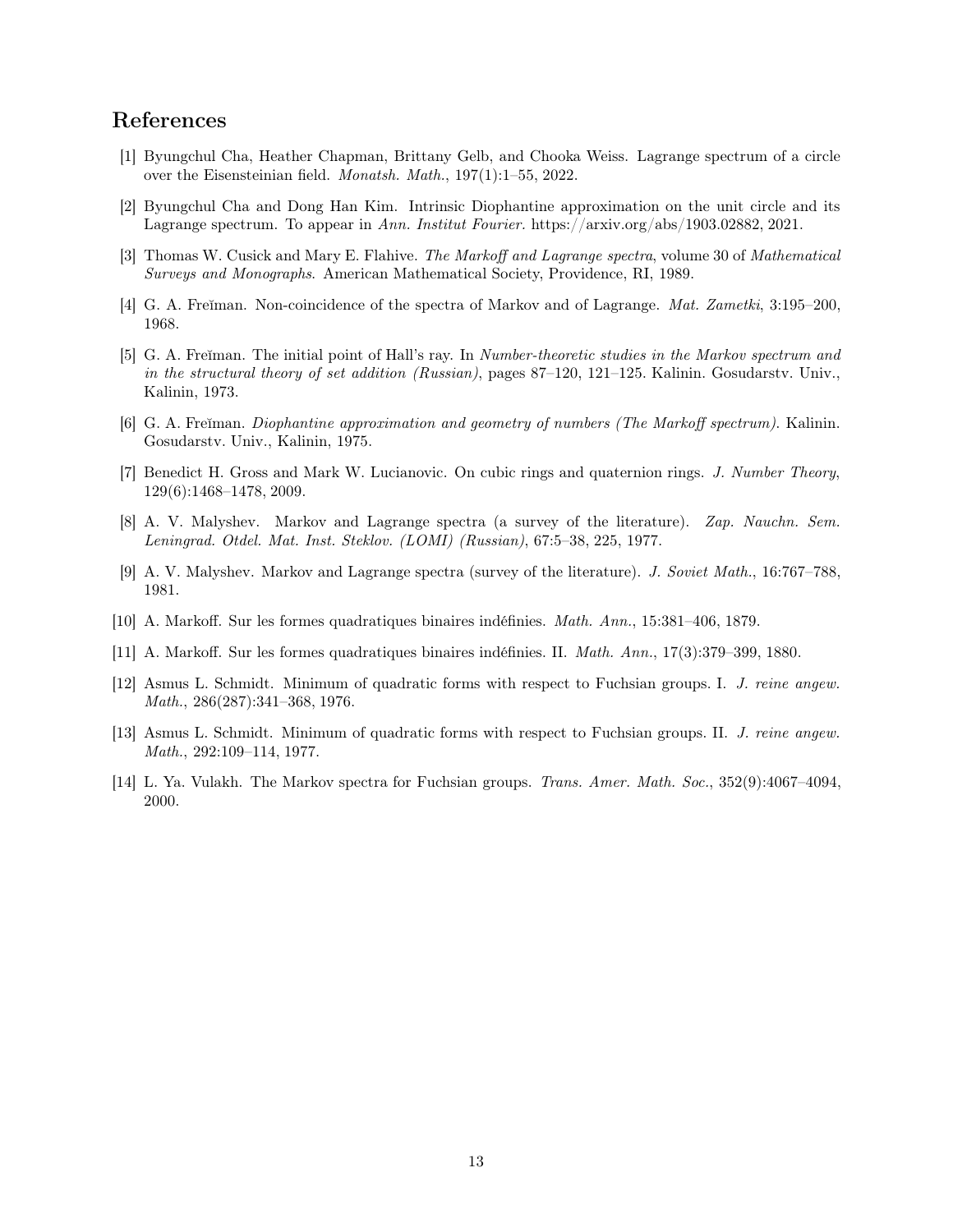## References

[1] Byungchul Cha, Heather Chapman, Brittany Gelb, and Chooka Weiss. Lagrange spectrum of a circle over the Eisensteinian field. *Monatsh. Math.*, 197(1):1–55, 2022.

[2] Byungchul Cha and Dong Han Kim. Intrinsic Diophantine approximation on the unit circle and its Lagrange spectrum. To appear in *Ann. Institut Fourier.* https://arxiv.org/abs/1903.02882, 2021.

[3] Thomas W. Cusick and Mary E. Flahive. *The Markoff and Lagrange spectra*, volume 30 of *Mathematical Surveys and Monographs*. American Mathematical Society, Providence, RI, 1989.

[4] G. A. Freĭman. Non-coincidence of the spectra of Markov and of Lagrange. *Mat. Zametki*, 3:195–200, 1968.

[5] G. A. Freĭman. The initial point of Hall's ray. In *Number-theoretic studies in the Markov spectrum and in the structural theory of set addition (Russian)*, pages 87–120, 121–125. Kalinin. Gosudarstv. Univ., Kalinin, 1973.

[6] G. A. Freĭman. *Diophantine approximation and geometry of numbers (The Markoff spectrum)*. Kalinin. Gosudarstv. Univ., Kalinin, 1975.

[7] Benedict H. Gross and Mark W. Lucianovic. On cubic rings and quaternion rings. *J. Number Theory*, 129(6):1468–1478, 2009.

[8] A. V. Malyshev. Markov and Lagrange spectra (a survey of the literature). *Zap. Nauchn. Sem. Leningrad. Otdel. Mat. Inst. Steklov. (LOMI) (Russian)*, 67:5–38, 225, 1977.

[9] A. V. Malyshev. Markov and Lagrange spectra (survey of the literature). *J. Soviet Math.*, 16:767–788, 1981.

[10] A. Markoff. Sur les formes quadratiques binaires indéfinies. *Math. Ann.*, 15:381–406, 1879.

[11] A. Markoff. Sur les formes quadratiques binaires indéfinies. II. *Math. Ann.*, 17(3):379–399, 1880.

[12] Asmus L. Schmidt. Minimum of quadratic forms with respect to Fuchsian groups. I. *J. reine angew. Math.*, 286(287):341–368, 1976.

[13] Asmus L. Schmidt. Minimum of quadratic forms with respect to Fuchsian groups. II. *J. reine angew. Math.*, 292:109–114, 1977.

[14] L. Ya. Vulakh. The Markov spectra for Fuchsian groups. *Trans. Amer. Math. Soc.*, 352(9):4067–4094, 2000.